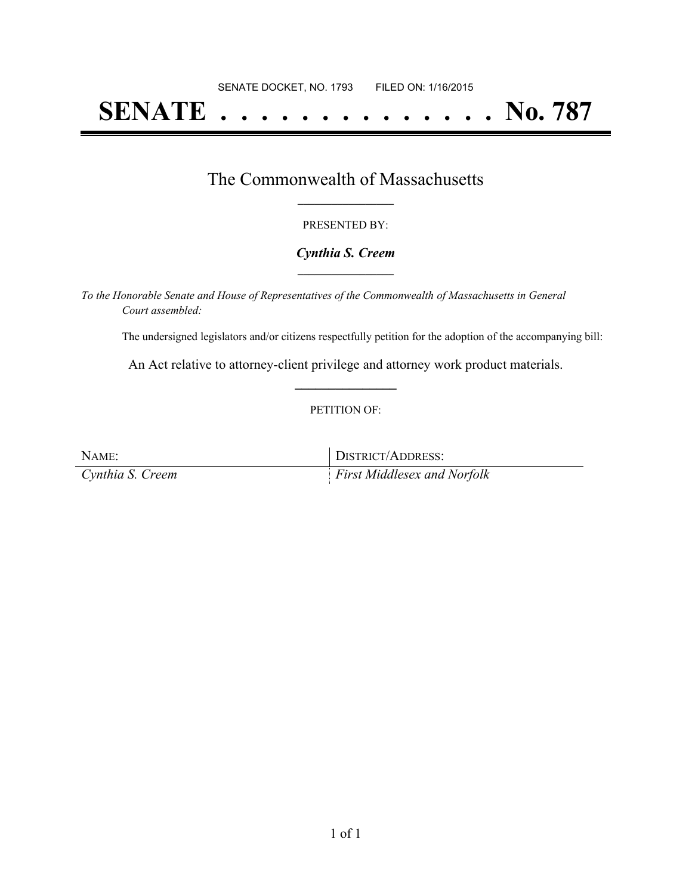SENATE DOCKET, NO. 1793        FILED ON: 1/16/2015

# SENATE . . . . . . . . . . . . . . No. 787

## The Commonwealth of Massachusetts

PRESENTED BY:

***Cynthia S. Creem***

*To the Honorable Senate and House of Representatives of the Commonwealth of Massachusetts in General Court assembled:*

The undersigned legislators and/or citizens respectfully petition for the adoption of the accompanying bill:

An Act relative to attorney-client privilege and attorney work product materials.

PETITION OF:

| NAME: | DISTRICT/ADDRESS: |
| --- | --- |
| *Cynthia S. Creem* | *First Middlesex and Norfolk* |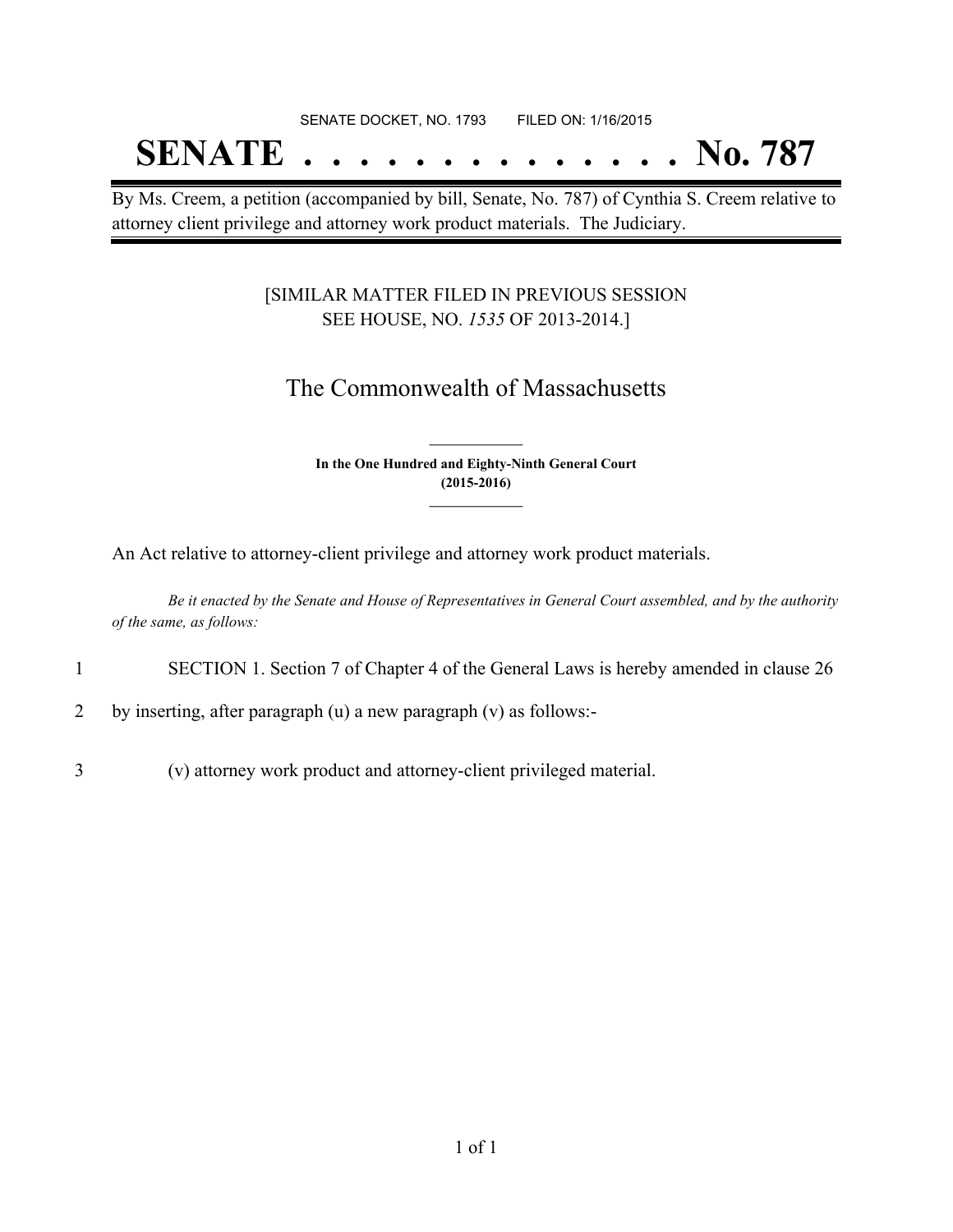SENATE DOCKET, NO. 1793 FILED ON: 1/16/2015

# SENATE . . . . . . . . . . . . . . No. 787

By Ms. Creem, a petition (accompanied by bill, Senate, No. 787) of Cynthia S. Creem relative to attorney client privilege and attorney work product materials. The Judiciary.

[SIMILAR MATTER FILED IN PREVIOUS SESSION SEE HOUSE, NO. *1535* OF 2013-2014.]

## The Commonwealth of Massachusetts

**In the One Hundred and Eighty-Ninth General Court (2015-2016)**

An Act relative to attorney-client privilege and attorney work product materials.

*Be it enacted by the Senate and House of Representatives in General Court assembled, and by the authority of the same, as follows:*

1 SECTION 1. Section 7 of Chapter 4 of the General Laws is hereby amended in clause 26

2 by inserting, after paragraph (u) a new paragraph (v) as follows:-

3 (v) attorney work product and attorney-client privileged material.